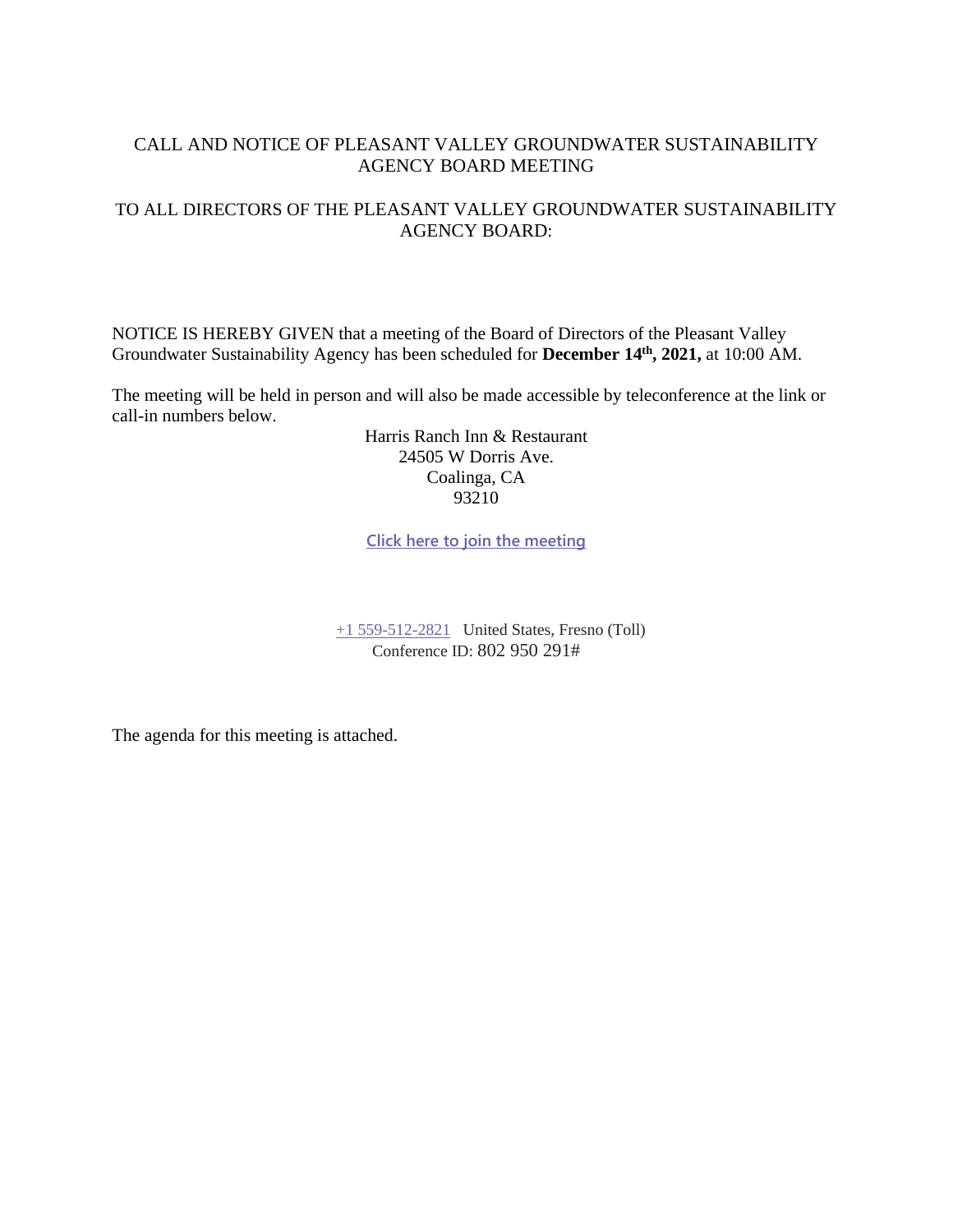# CALL AND NOTICE OF PLEASANT VALLEY GROUNDWATER SUSTAINABILITY AGENCY BOARD MEETING

## TO ALL DIRECTORS OF THE PLEASANT VALLEY GROUNDWATER SUSTAINABILITY AGENCY BOARD:

NOTICE IS HEREBY GIVEN that a meeting of the Board of Directors of the Pleasant Valley Groundwater Sustainability Agency has been scheduled for **December 14th, 2021,** at 10:00 AM.

The meeting will be held in person and will also be made accessible by teleconference at the link or call-in numbers below.

Harris Ranch Inn & Restaurant
24505 W Dorris Ave.
Coalinga, CA
93210

**Click here to join the meeting**

+1 559-512-2821 United States, Fresno (Toll)
Conference ID: 802 950 291#

The agenda for this meeting is attached.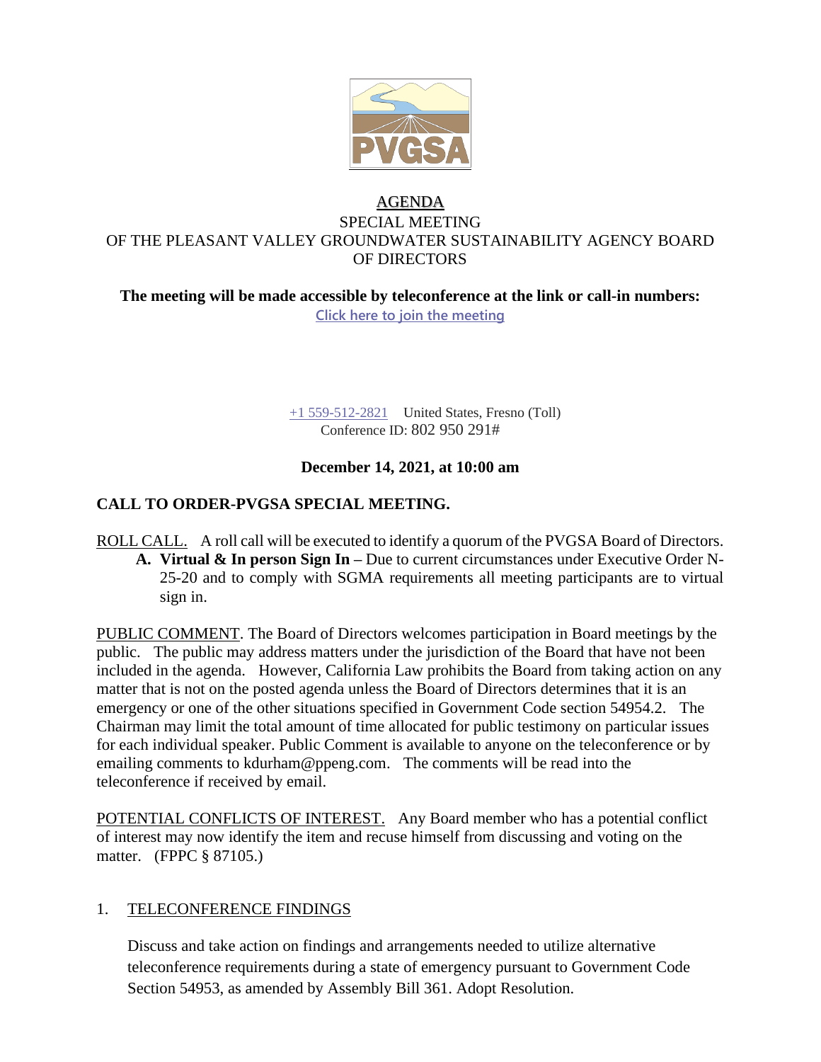# AGENDA

SPECIAL MEETING
OF THE PLEASANT VALLEY GROUNDWATER SUSTAINABILITY AGENCY BOARD OF DIRECTORS

**The meeting will be made accessible by teleconference at the link or call-in numbers:**
Click here to join the meeting

+1 559-512-2821 United States, Fresno (Toll)
Conference ID: 802 950 291#

**December 14, 2021, at 10:00 am**

## CALL TO ORDER-PVGSA SPECIAL MEETING.

ROLL CALL. A roll call will be executed to identify a quorum of the PVGSA Board of Directors.

**A. Virtual & In person Sign In –** Due to current circumstances under Executive Order N-25-20 and to comply with SGMA requirements all meeting participants are to virtual sign in.

PUBLIC COMMENT. The Board of Directors welcomes participation in Board meetings by the public. The public may address matters under the jurisdiction of the Board that have not been included in the agenda. However, California Law prohibits the Board from taking action on any matter that is not on the posted agenda unless the Board of Directors determines that it is an emergency or one of the other situations specified in Government Code section 54954.2. The Chairman may limit the total amount of time allocated for public testimony on particular issues for each individual speaker. Public Comment is available to anyone on the teleconference or by emailing comments to kdurham@ppeng.com. The comments will be read into the teleconference if received by email.

POTENTIAL CONFLICTS OF INTEREST. Any Board member who has a potential conflict of interest may now identify the item and recuse himself from discussing and voting on the matter. (FPPC § 87105.)

1. TELECONFERENCE FINDINGS

   Discuss and take action on findings and arrangements needed to utilize alternative teleconference requirements during a state of emergency pursuant to Government Code Section 54953, as amended by Assembly Bill 361. Adopt Resolution.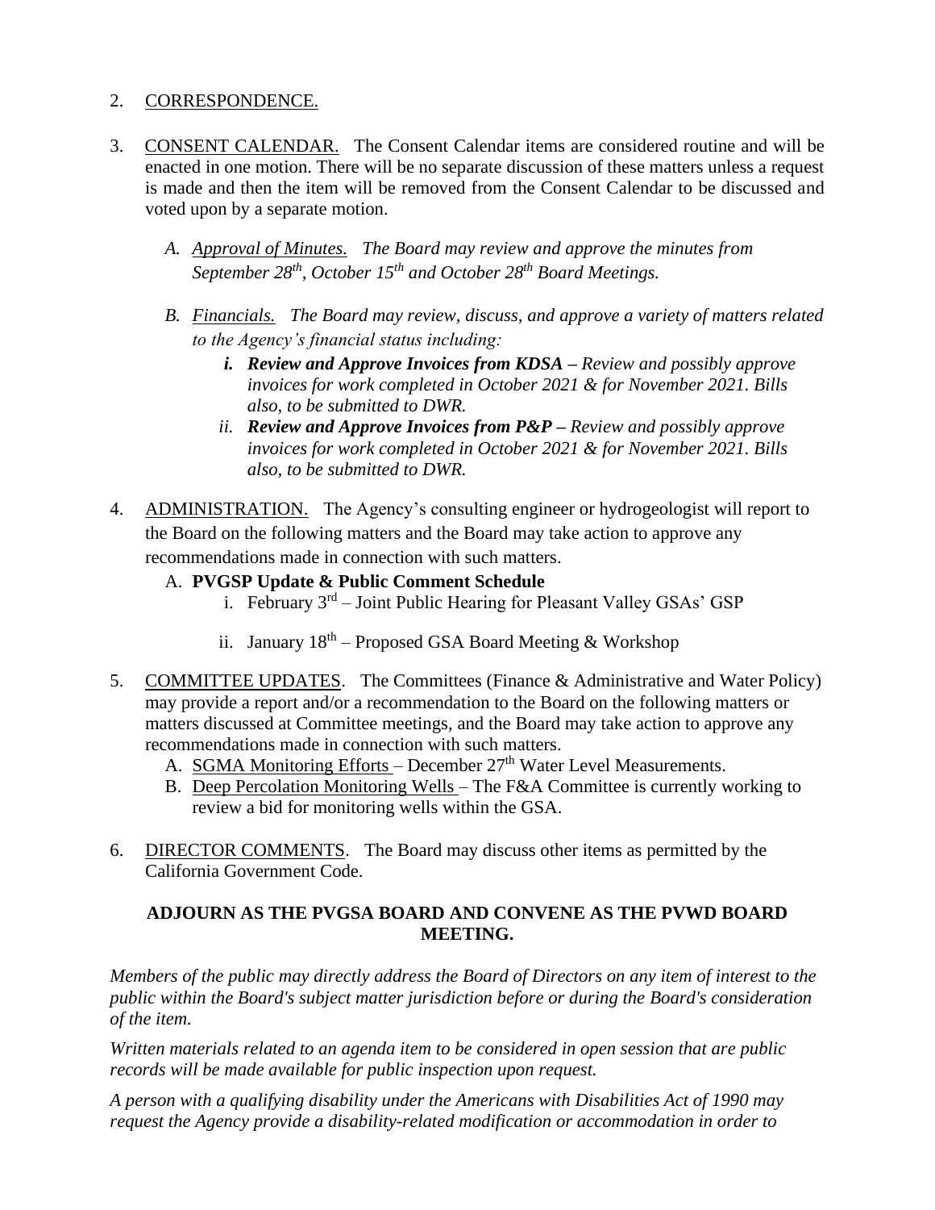2. <u>CORRESPONDENCE.</u>

3. <u>CONSENT CALENDAR.</u> The Consent Calendar items are considered routine and will be enacted in one motion. There will be no separate discussion of these matters unless a request is made and then the item will be removed from the Consent Calendar to be discussed and voted upon by a separate motion.

   *A. <u>Approval of Minutes.</u> The Board may review and approve the minutes from September 28th, October 15th and October 28th Board Meetings.*

   *B. <u>Financials.</u> The Board may review, discuss, and approve a variety of matters related to the Agency's financial status including:*

      ***i. Review and Approve Invoices from KDSA** – Review and possibly approve invoices for work completed in October 2021 & for November 2021. Bills also, to be submitted to DWR.*

      ***ii. Review and Approve Invoices from P&P** – Review and possibly approve invoices for work completed in October 2021 & for November 2021. Bills also, to be submitted to DWR.*

4. <u>ADMINISTRATION.</u> The Agency's consulting engineer or hydrogeologist will report to the Board on the following matters and the Board may take action to approve any recommendations made in connection with such matters.

   A. **PVGSP Update & Public Comment Schedule**

      i. February 3rd – Joint Public Hearing for Pleasant Valley GSAs' GSP

      ii. January 18th – Proposed GSA Board Meeting & Workshop

5. <u>COMMITTEE UPDATES</u>. The Committees (Finance & Administrative and Water Policy) may provide a report and/or a recommendation to the Board on the following matters or matters discussed at Committee meetings, and the Board may take action to approve any recommendations made in connection with such matters.

   A. <u>SGMA Monitoring Efforts</u> – December 27th Water Level Measurements.

   B. <u>Deep Percolation Monitoring Wells</u> – The F&A Committee is currently working to review a bid for monitoring wells within the GSA.

6. <u>DIRECTOR COMMENTS</u>. The Board may discuss other items as permitted by the California Government Code.

**ADJOURN AS THE PVGSA BOARD AND CONVENE AS THE PVWD BOARD MEETING.**

*Members of the public may directly address the Board of Directors on any item of interest to the public within the Board's subject matter jurisdiction before or during the Board's consideration of the item.*

*Written materials related to an agenda item to be considered in open session that are public records will be made available for public inspection upon request.*

*A person with a qualifying disability under the Americans with Disabilities Act of 1990 may request the Agency provide a disability-related modification or accommodation in order to*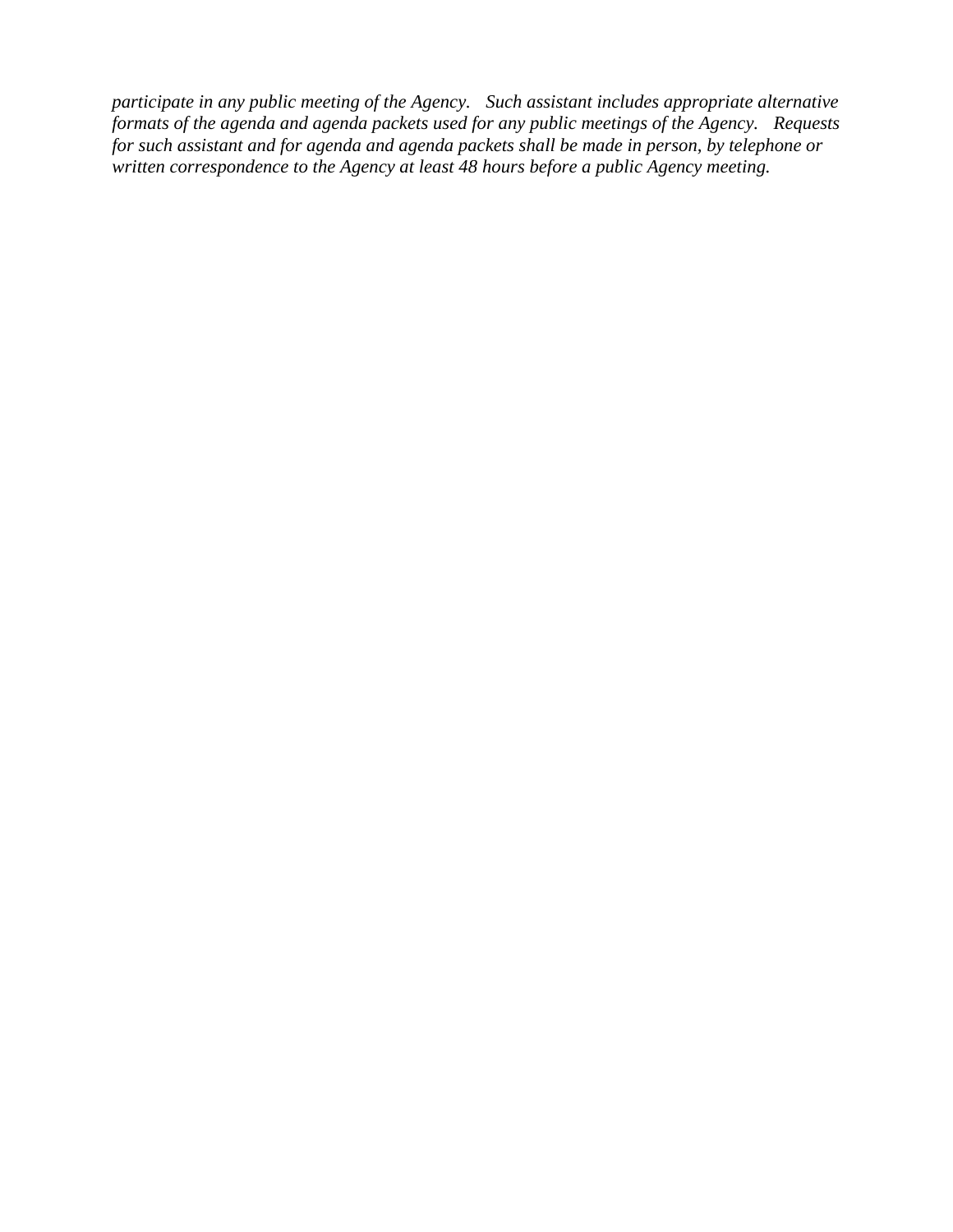*participate in any public meeting of the Agency. Such assistant includes appropriate alternative formats of the agenda and agenda packets used for any public meetings of the Agency. Requests for such assistant and for agenda and agenda packets shall be made in person, by telephone or written correspondence to the Agency at least 48 hours before a public Agency meeting.*